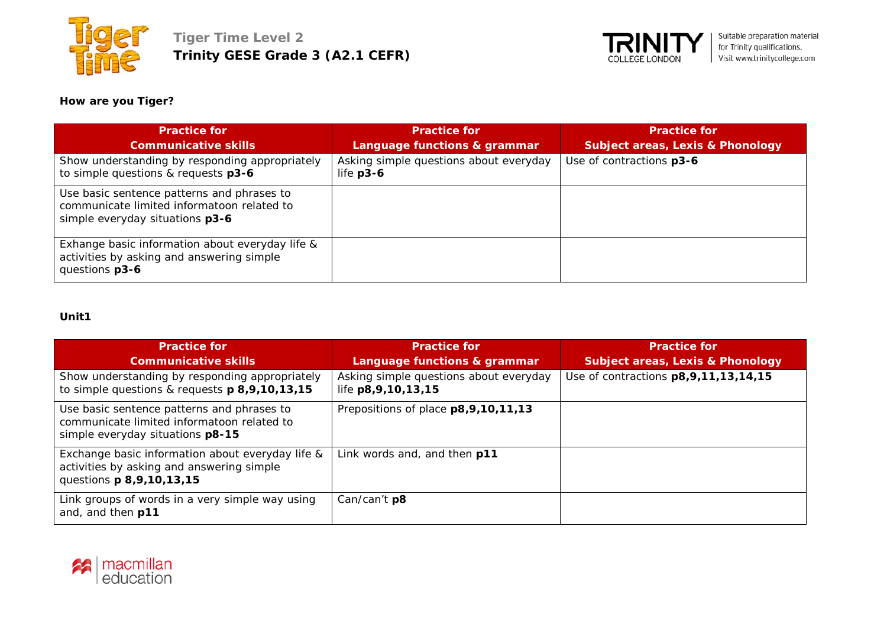**Tiger Time Level 2**
**Trinity GESE Grade 3 (A2.1 CEFR)**

Suitable preparation material for Trinity qualifications. Visit www.trinitycollege.com

**How are you Tiger?**

| Practice for Communicative skills | Practice for Language functions & grammar | Practice for Subject areas, Lexis & Phonology |
|---|---|---|
| Show understanding by responding appropriately to simple questions & requests **p3-6** | Asking simple questions about everyday life **p3-6** | Use of contractions **p3-6** |
| Use basic sentence patterns and phrases to communicate limited informatoon related to simple everyday situations **p3-6** | | |
| Exhange basic information about everyday life & activities by asking and answering simple questions **p3-6** | | |

**Unit1**

| Practice for Communicative skills | Practice for Language functions & grammar | Practice for Subject areas, Lexis & Phonology |
|---|---|---|
| Show understanding by responding appropriately to simple questions & requests **p 8,9,10,13,15** | Asking simple questions about everyday life **p8,9,10,13,15** | Use of contractions **p8,9,11,13,14,15** |
| Use basic sentence patterns and phrases to communicate limited informatoon related to simple everyday situations **p8-15** | Prepositions of place **p8,9,10,11,13** | |
| Exchange basic information about everyday life & activities by asking and answering simple questions **p 8,9,10,13,15** | Link words and, and then **p11** | |
| Link groups of words in a very simple way using and, and then **p11** | Can/can't **p8** | |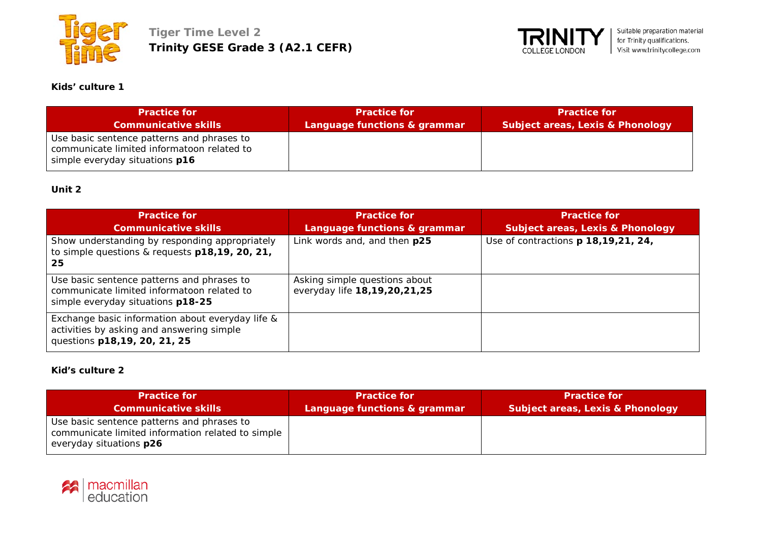**Kids' culture 1**

| Practice for Communicative skills | Practice for Language functions & grammar | Practice for Subject areas, Lexis & Phonology |
|---|---|---|
| Use basic sentence patterns and phrases to communicate limited informatoon related to simple everyday situations **p16** | | |

**Unit 2**

| Practice for Communicative skills | Practice for Language functions & grammar | Practice for Subject areas, Lexis & Phonology |
|---|---|---|
| Show understanding by responding appropriately to simple questions & requests **p18,19, 20, 21, 25** | Link words and, and then **p25** | Use of contractions **p 18,19,21, 24,** |
| Use basic sentence patterns and phrases to communicate limited informatoon related to simple everyday situations **p18-25** | Asking simple questions about everyday life **18,19,20,21,25** | |
| Exchange basic information about everyday life & activities by asking and answering simple questions **p18,19, 20, 21, 25** | | |

**Kid's culture 2**

| Practice for Communicative skills | Practice for Language functions & grammar | Practice for Subject areas, Lexis & Phonology |
|---|---|---|
| Use basic sentence patterns and phrases to communicate limited information related to simple everyday situations **p26** | | |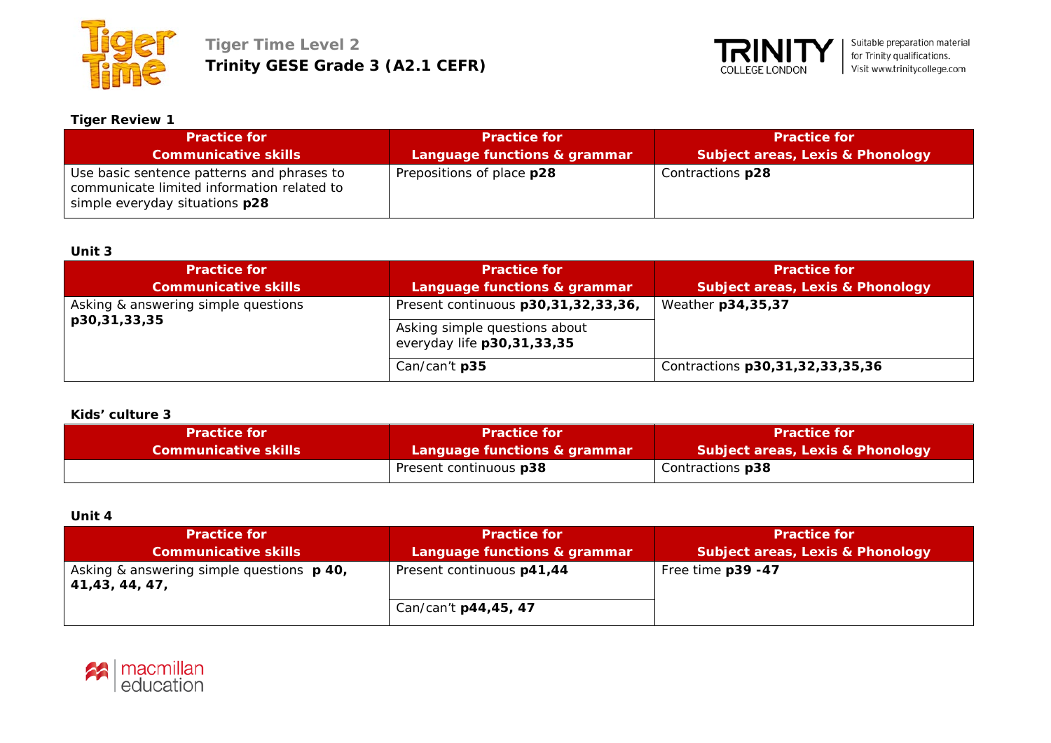**Tiger Review 1**

| Practice for Communicative skills | Practice for Language functions & grammar | Practice for Subject areas, Lexis & Phonology |
|---|---|---|
| Use basic sentence patterns and phrases to communicate limited information related to simple everyday situations **p28** | Prepositions of place **p28** | Contractions **p28** |

**Unit 3**

| Practice for Communicative skills | Practice for Language functions & grammar | Practice for Subject areas, Lexis & Phonology |
|---|---|---|
| Asking & answering simple questions **p30,31,33,35** | Present continuous **p30,31,32,33,36,** | Weather **p34,35,37** |
| | Asking simple questions about everyday life **p30,31,33,35** | |
| | Can/can't **p35** | Contractions **p30,31,32,33,35,36** |

**Kids' culture 3**

| Practice for Communicative skills | Practice for Language functions & grammar | Practice for Subject areas, Lexis & Phonology |
|---|---|---|
| | Present continuous **p38** | Contractions **p38** |

**Unit 4**

| Practice for Communicative skills | Practice for Language functions & grammar | Practice for Subject areas, Lexis & Phonology |
|---|---|---|
| Asking & answering simple questions **p 40, 41,43, 44, 47,** | Present continuous **p41,44** | Free time **p39 -47** |
| | Can/can't **p44,45, 47** | |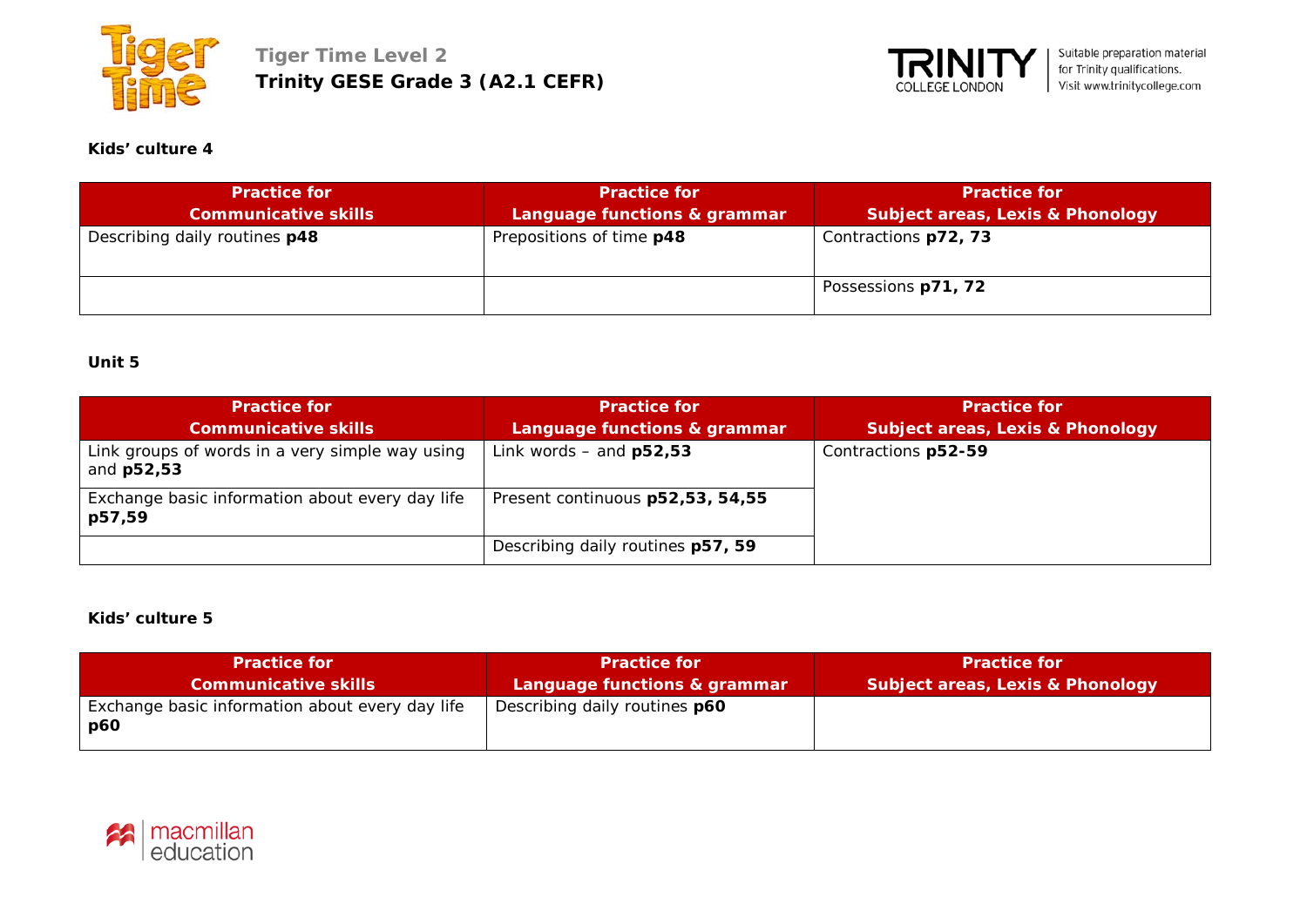**Kids' culture 4**

| Practice for Communicative skills | Practice for Language functions & grammar | Practice for Subject areas, Lexis & Phonology |
|---|---|---|
| Describing daily routines **p48** | Prepositions of time **p48** | Contractions **p72, 73** |
| | | Possessions **p71, 72** |

**Unit 5**

| Practice for Communicative skills | Practice for Language functions & grammar | Practice for Subject areas, Lexis & Phonology |
|---|---|---|
| Link groups of words in a very simple way using and **p52,53** | Link words – and **p52,53** | Contractions **p52-59** |
| Exchange basic information about every day life **p57,59** | Present continuous **p52,53, 54,55** | |
| | Describing daily routines **p57, 59** | |

**Kids' culture 5**

| Practice for Communicative skills | Practice for Language functions & grammar | Practice for Subject areas, Lexis & Phonology |
|---|---|---|
| Exchange basic information about every day life **p60** | Describing daily routines **p60** | |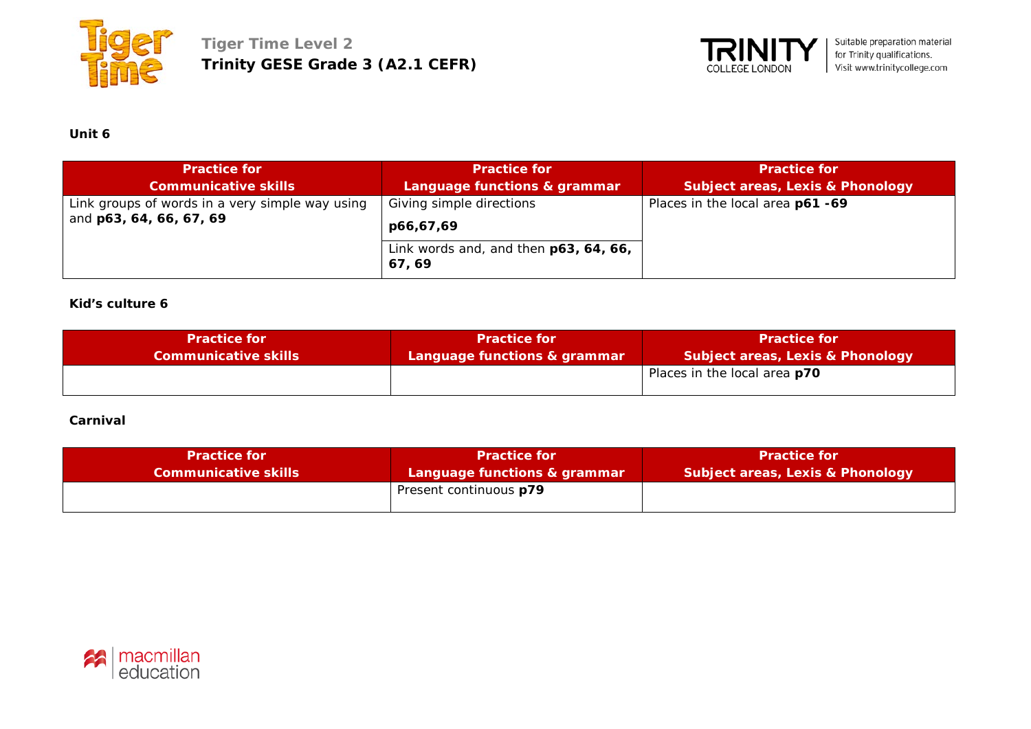**Tiger Time Level 2**
**Trinity GESE Grade 3 (A2.1 CEFR)**

Suitable preparation material for Trinity qualifications. Visit www.trinitycollege.com

### Unit 6

| Practice for Communicative skills | Practice for Language functions & grammar | Practice for Subject areas, Lexis & Phonology |
|---|---|---|
| Link groups of words in a very simple way using and **p63, 64, 66, 67, 69** | Giving simple directions **p66,67,69** | Places in the local area **p61 -69** |
| | Link words and, and then **p63, 64, 66, 67, 69** | |

### Kid's culture 6

| Practice for Communicative skills | Practice for Language functions & grammar | Practice for Subject areas, Lexis & Phonology |
|---|---|---|
| | | Places in the local area **p70** |

### Carnival

| Practice for Communicative skills | Practice for Language functions & grammar | Practice for Subject areas, Lexis & Phonology |
|---|---|---|
| | Present continuous **p79** | |